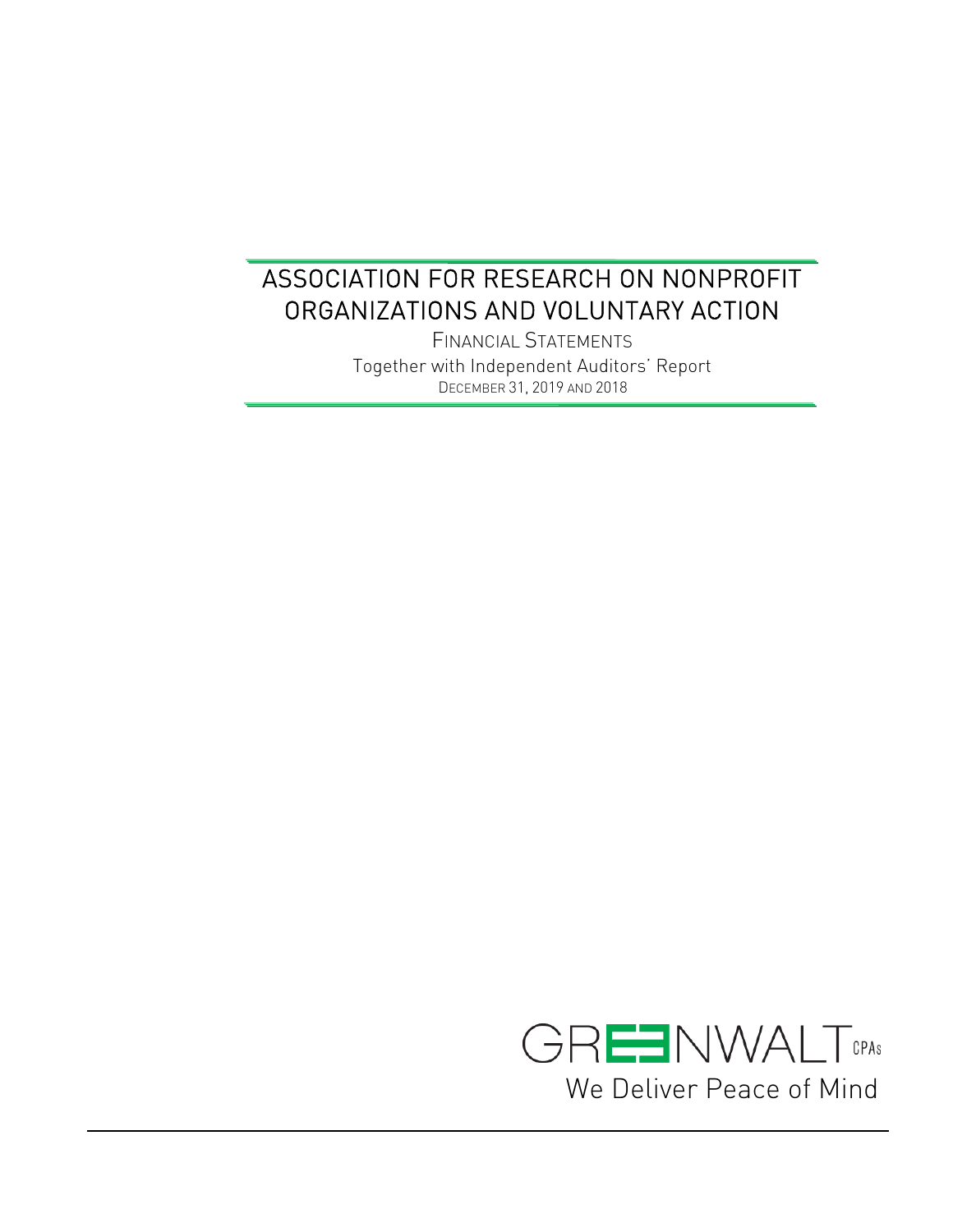# ASSOCIATION FOR RESEARCH ON NONPROFIT ORGANIZATIONS AND VOLUNTARY ACTION

FINANCIAL STATEMENTS

Together with Independent Auditors' Report

DECEMBER 31, 2019 AND 2018

GREENWALT CPAs

We Deliver Peace of Mind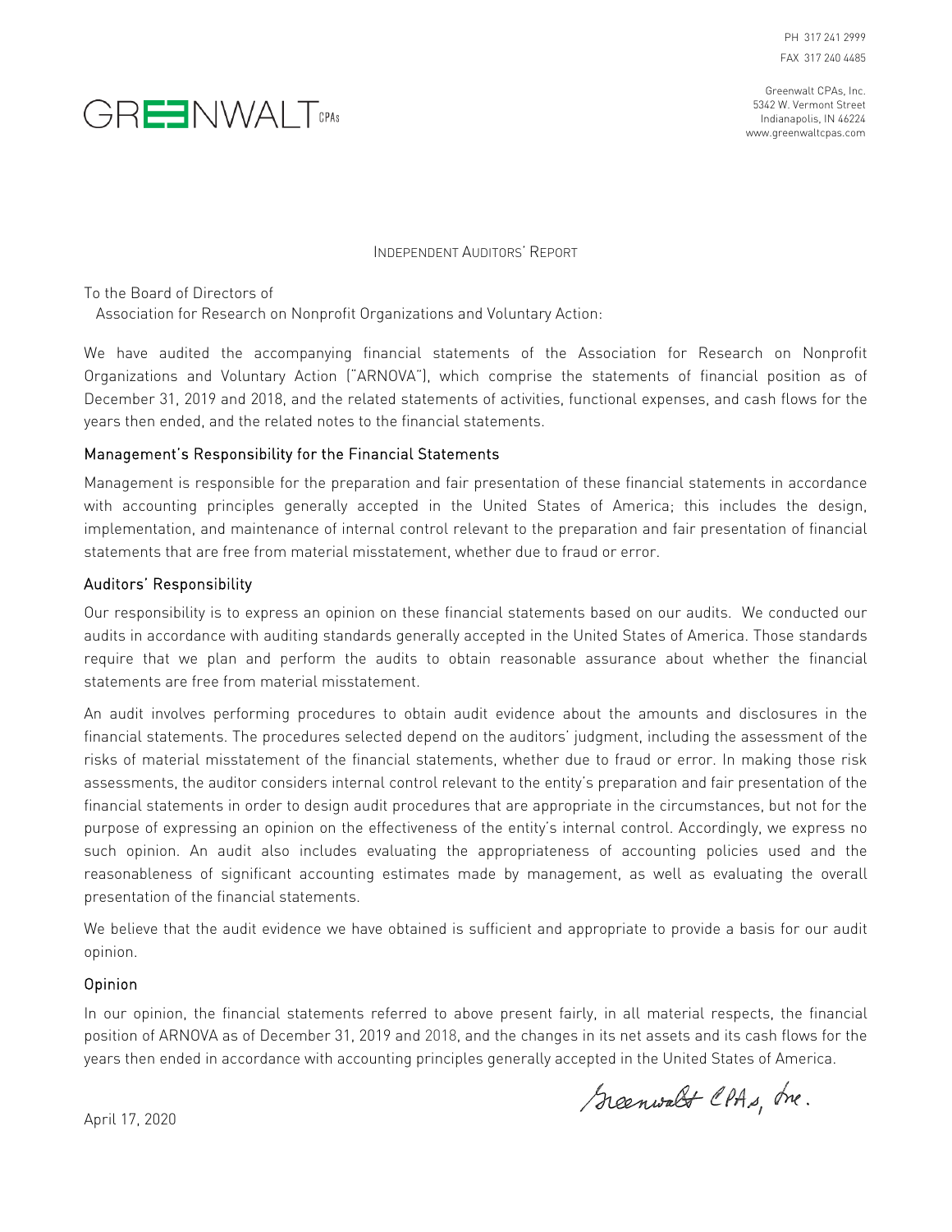PH 317 241 2999
FAX 317 240 4485

GREENWALT CPAs

Greenwalt CPAs, Inc.
5342 W. Vermont Street
Indianapolis, IN 46224
www.greenwaltcpas.com

# INDEPENDENT AUDITORS' REPORT

To the Board of Directors of
Association for Research on Nonprofit Organizations and Voluntary Action:

We have audited the accompanying financial statements of the Association for Research on Nonprofit Organizations and Voluntary Action ("ARNOVA"), which comprise the statements of financial position as of December 31, 2019 and 2018, and the related statements of activities, functional expenses, and cash flows for the years then ended, and the related notes to the financial statements.

## Management's Responsibility for the Financial Statements

Management is responsible for the preparation and fair presentation of these financial statements in accordance with accounting principles generally accepted in the United States of America; this includes the design, implementation, and maintenance of internal control relevant to the preparation and fair presentation of financial statements that are free from material misstatement, whether due to fraud or error.

## Auditors' Responsibility

Our responsibility is to express an opinion on these financial statements based on our audits. We conducted our audits in accordance with auditing standards generally accepted in the United States of America. Those standards require that we plan and perform the audits to obtain reasonable assurance about whether the financial statements are free from material misstatement.

An audit involves performing procedures to obtain audit evidence about the amounts and disclosures in the financial statements. The procedures selected depend on the auditors' judgment, including the assessment of the risks of material misstatement of the financial statements, whether due to fraud or error. In making those risk assessments, the auditor considers internal control relevant to the entity's preparation and fair presentation of the financial statements in order to design audit procedures that are appropriate in the circumstances, but not for the purpose of expressing an opinion on the effectiveness of the entity's internal control. Accordingly, we express no such opinion. An audit also includes evaluating the appropriateness of accounting policies used and the reasonableness of significant accounting estimates made by management, as well as evaluating the overall presentation of the financial statements.

We believe that the audit evidence we have obtained is sufficient and appropriate to provide a basis for our audit opinion.

## Opinion

In our opinion, the financial statements referred to above present fairly, in all material respects, the financial position of ARNOVA as of December 31, 2019 and 2018, and the changes in its net assets and its cash flows for the years then ended in accordance with accounting principles generally accepted in the United States of America.

Greenwalt CPAs, Inc.

April 17, 2020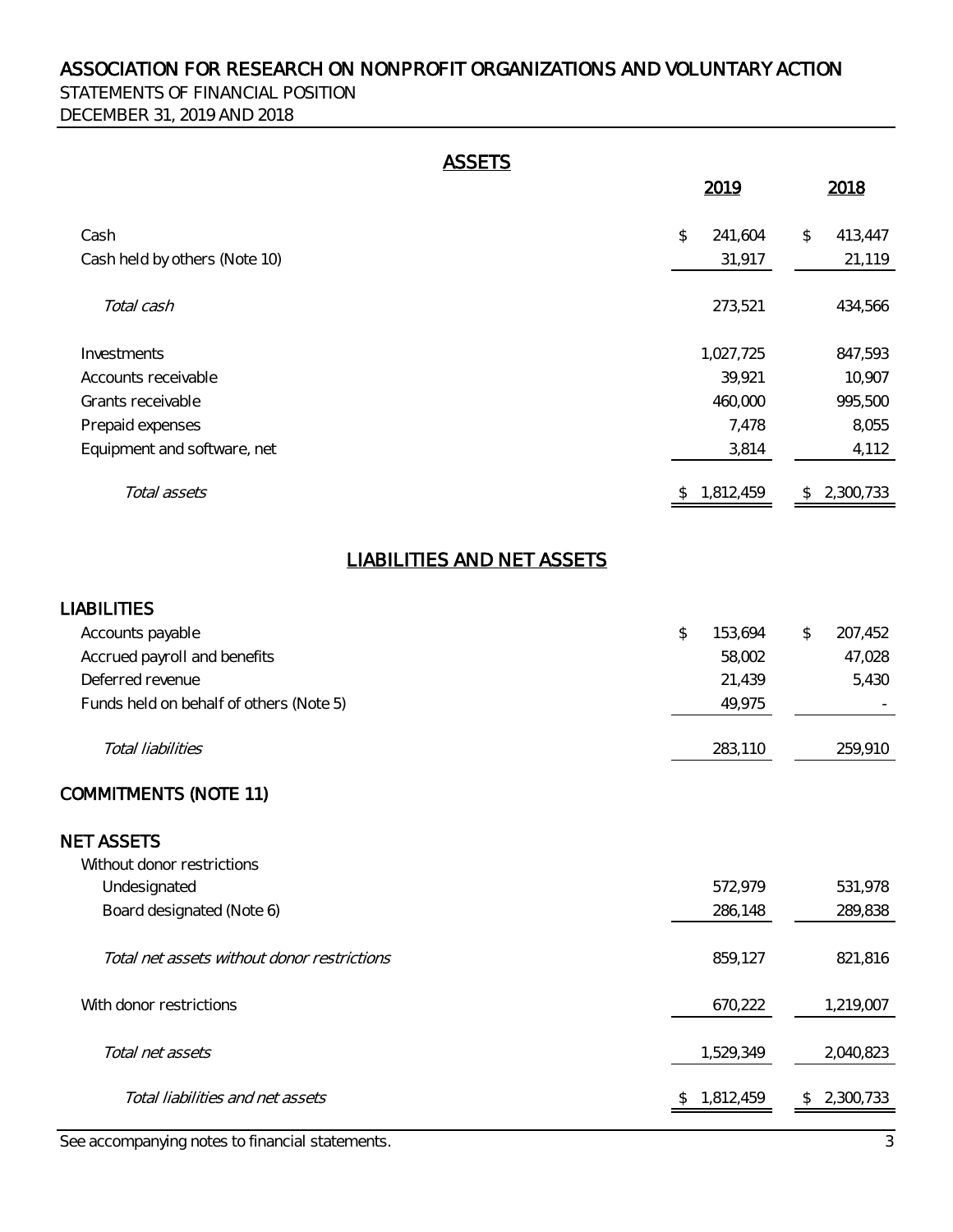# ASSOCIATION FOR RESEARCH ON NONPROFIT ORGANIZATIONS AND VOLUNTARY ACTION

STATEMENTS OF FINANCIAL POSITION

DECEMBER 31, 2019 AND 2018

## ASSETS

| | 2019 | 2018 |
|---|---|---|
| Cash | $ 241,604 | $ 413,447 |
| Cash held by others (Note 10) | 31,917 | 21,119 |
| *Total cash* | 273,521 | 434,566 |
| Investments | 1,027,725 | 847,593 |
| Accounts receivable | 39,921 | 10,907 |
| Grants receivable | 460,000 | 995,500 |
| Prepaid expenses | 7,478 | 8,055 |
| Equipment and software, net | 3,814 | 4,112 |
| *Total assets* | $ 1,812,459 | $ 2,300,733 |

## LIABILITIES AND NET ASSETS

| | 2019 | 2018 |
|---|---|---|
| **LIABILITIES** | | |
| Accounts payable | $ 153,694 | $ 207,452 |
| Accrued payroll and benefits | 58,002 | 47,028 |
| Deferred revenue | 21,439 | 5,430 |
| Funds held on behalf of others (Note 5) | 49,975 | - |
| *Total liabilities* | 283,110 | 259,910 |
| **COMMITMENTS (NOTE 11)** | | |
| **NET ASSETS** | | |
| Without donor restrictions | | |
| Undesignated | 572,979 | 531,978 |
| Board designated (Note 6) | 286,148 | 289,838 |
| *Total net assets without donor restrictions* | 859,127 | 821,816 |
| With donor restrictions | 670,222 | 1,219,007 |
| *Total net assets* | 1,529,349 | 2,040,823 |
| *Total liabilities and net assets* | $ 1,812,459 | $ 2,300,733 |

See accompanying notes to financial statements.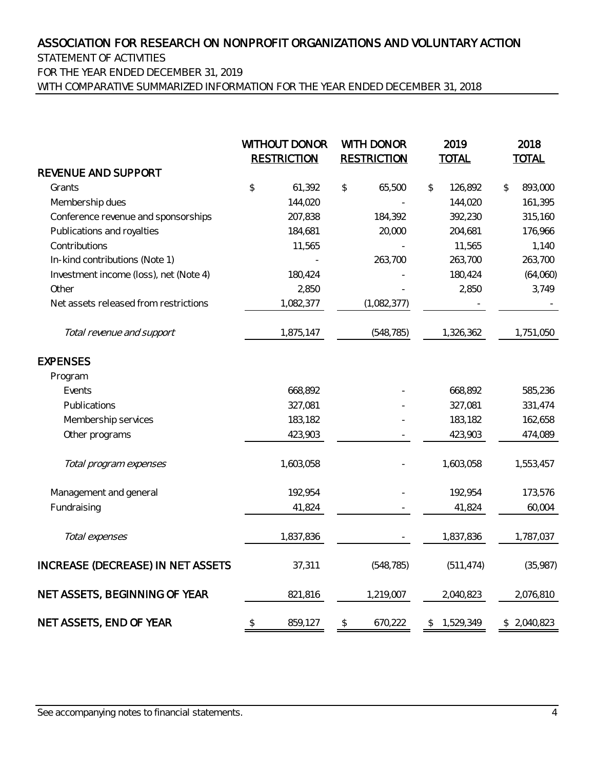# ASSOCIATION FOR RESEARCH ON NONPROFIT ORGANIZATIONS AND VOLUNTARY ACTION

STATEMENT OF ACTIVITIES

FOR THE YEAR ENDED DECEMBER 31, 2019

WITH COMPARATIVE SUMMARIZED INFORMATION FOR THE YEAR ENDED DECEMBER 31, 2018

| | WITHOUT DONOR RESTRICTION | WITH DONOR RESTRICTION | 2019 TOTAL | 2018 TOTAL |
|---|---|---|---|---|
| **REVENUE AND SUPPORT** | | | | |
| Grants | $ 61,392 | $ 65,500 | $ 126,892 | $ 893,000 |
| Membership dues | 144,020 | - | 144,020 | 161,395 |
| Conference revenue and sponsorships | 207,838 | 184,392 | 392,230 | 315,160 |
| Publications and royalties | 184,681 | 20,000 | 204,681 | 176,966 |
| Contributions | 11,565 | - | 11,565 | 1,140 |
| In-kind contributions (Note 1) | - | 263,700 | 263,700 | 263,700 |
| Investment income (loss), net (Note 4) | 180,424 | - | 180,424 | (64,060) |
| Other | 2,850 | - | 2,850 | 3,749 |
| Net assets released from restrictions | 1,082,377 | (1,082,377) | - | - |
| *Total revenue and support* | 1,875,147 | (548,785) | 1,326,362 | 1,751,050 |
| **EXPENSES** | | | | |
| Program | | | | |
| Events | 668,892 | - | 668,892 | 585,236 |
| Publications | 327,081 | - | 327,081 | 331,474 |
| Membership services | 183,182 | - | 183,182 | 162,658 |
| Other programs | 423,903 | - | 423,903 | 474,089 |
| *Total program expenses* | 1,603,058 | - | 1,603,058 | 1,553,457 |
| Management and general | 192,954 | - | 192,954 | 173,576 |
| Fundraising | 41,824 | - | 41,824 | 60,004 |
| *Total expenses* | 1,837,836 | - | 1,837,836 | 1,787,037 |
| **INCREASE (DECREASE) IN NET ASSETS** | 37,311 | (548,785) | (511,474) | (35,987) |
| **NET ASSETS, BEGINNING OF YEAR** | 821,816 | 1,219,007 | 2,040,823 | 2,076,810 |
| **NET ASSETS, END OF YEAR** | $ 859,127 | $ 670,222 | $ 1,529,349 | $ 2,040,823 |

See accompanying notes to financial statements.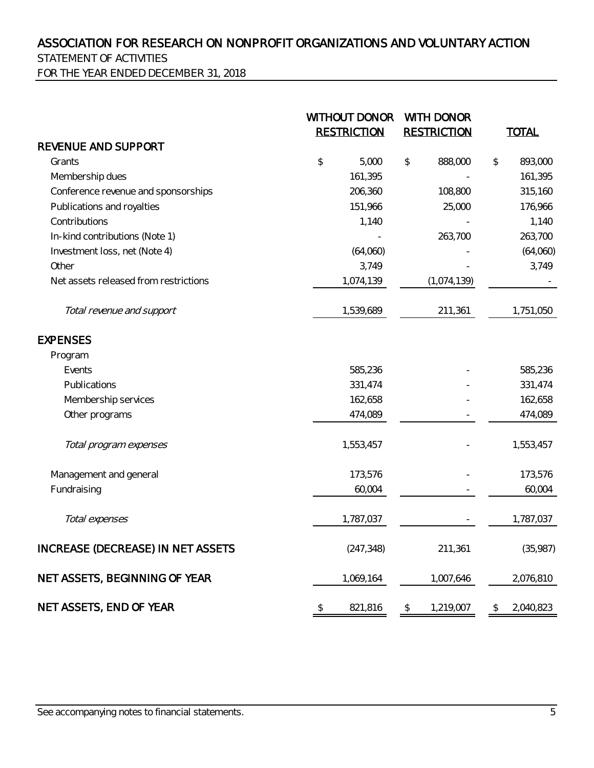# ASSOCIATION FOR RESEARCH ON NONPROFIT ORGANIZATIONS AND VOLUNTARY ACTION

## STATEMENT OF ACTIVITIES

### FOR THE YEAR ENDED DECEMBER 31, 2018

| | WITHOUT DONOR RESTRICTION | WITH DONOR RESTRICTION | TOTAL |
|---|---|---|---|
| **REVENUE AND SUPPORT** | | | |
| Grants | $ 5,000 | $ 888,000 | $ 893,000 |
| Membership dues | 161,395 | - | 161,395 |
| Conference revenue and sponsorships | 206,360 | 108,800 | 315,160 |
| Publications and royalties | 151,966 | 25,000 | 176,966 |
| Contributions | 1,140 | - | 1,140 |
| In-kind contributions (Note 1) | - | 263,700 | 263,700 |
| Investment loss, net (Note 4) | (64,060) | - | (64,060) |
| Other | 3,749 | - | 3,749 |
| Net assets released from restrictions | 1,074,139 | (1,074,139) | - |
| *Total revenue and support* | 1,539,689 | 211,361 | 1,751,050 |
| **EXPENSES** | | | |
| Program | | | |
| Events | 585,236 | - | 585,236 |
| Publications | 331,474 | - | 331,474 |
| Membership services | 162,658 | - | 162,658 |
| Other programs | 474,089 | - | 474,089 |
| *Total program expenses* | 1,553,457 | - | 1,553,457 |
| Management and general | 173,576 | - | 173,576 |
| Fundraising | 60,004 | - | 60,004 |
| *Total expenses* | 1,787,037 | - | 1,787,037 |
| **INCREASE (DECREASE) IN NET ASSETS** | (247,348) | 211,361 | (35,987) |
| **NET ASSETS, BEGINNING OF YEAR** | 1,069,164 | 1,007,646 | 2,076,810 |
| **NET ASSETS, END OF YEAR** | $ 821,816 | $ 1,219,007 | $ 2,040,823 |

See accompanying notes to financial statements.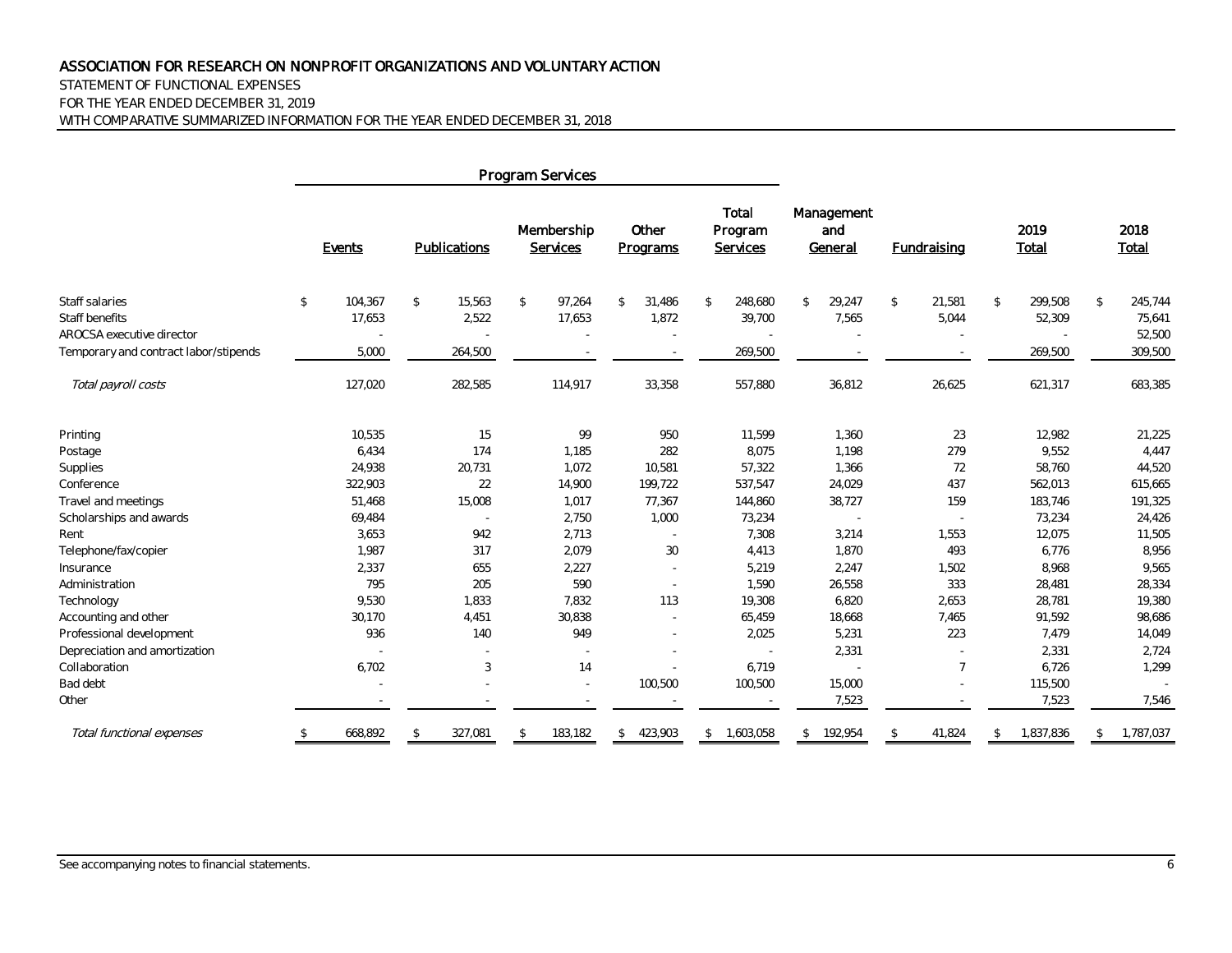# ASSOCIATION FOR RESEARCH ON NONPROFIT ORGANIZATIONS AND VOLUNTARY ACTION

STATEMENT OF FUNCTIONAL EXPENSES
FOR THE YEAR ENDED DECEMBER 31, 2019
WITH COMPARATIVE SUMMARIZED INFORMATION FOR THE YEAR ENDED DECEMBER 31, 2018

| | Program Services | | | | | | | | |
|---|---|---|---|---|---|---|---|---|---|
| | Events | Publications | Membership Services | Other Programs | Total Program Services | Management and General | Fundraising | 2019 Total | 2018 Total |
| Staff salaries | $ 104,367 | $ 15,563 | $ 97,264 | $ 31,486 | $ 248,680 | $ 29,247 | $ 21,581 | $ 299,508 | $ 245,744 |
| Staff benefits | 17,653 | 2,522 | 17,653 | 1,872 | 39,700 | 7,565 | 5,044 | 52,309 | 75,641 |
| AROCSA executive director | - | - | - | - | - | - | - | - | 52,500 |
| Temporary and contract labor/stipends | 5,000 | 264,500 | - | - | 269,500 | - | - | 269,500 | 309,500 |
| *Total payroll costs* | 127,020 | 282,585 | 114,917 | 33,358 | 557,880 | 36,812 | 26,625 | 621,317 | 683,385 |
| Printing | 10,535 | 15 | 99 | 950 | 11,599 | 1,360 | 23 | 12,982 | 21,225 |
| Postage | 6,434 | 174 | 1,185 | 282 | 8,075 | 1,198 | 279 | 9,552 | 4,447 |
| Supplies | 24,938 | 20,731 | 1,072 | 10,581 | 57,322 | 1,366 | 72 | 58,760 | 44,520 |
| Conference | 322,903 | 22 | 14,900 | 199,722 | 537,547 | 24,029 | 437 | 562,013 | 615,665 |
| Travel and meetings | 51,468 | 15,008 | 1,017 | 77,367 | 144,860 | 38,727 | 159 | 183,746 | 191,325 |
| Scholarships and awards | 69,484 | - | 2,750 | 1,000 | 73,234 | - | - | 73,234 | 24,426 |
| Rent | 3,653 | 942 | 2,713 | - | 7,308 | 3,214 | 1,553 | 12,075 | 11,505 |
| Telephone/fax/copier | 1,987 | 317 | 2,079 | 30 | 4,413 | 1,870 | 493 | 6,776 | 8,956 |
| Insurance | 2,337 | 655 | 2,227 | - | 5,219 | 2,247 | 1,502 | 8,968 | 9,565 |
| Administration | 795 | 205 | 590 | - | 1,590 | 26,558 | 333 | 28,481 | 28,334 |
| Technology | 9,530 | 1,833 | 7,832 | 113 | 19,308 | 6,820 | 2,653 | 28,781 | 19,380 |
| Accounting and other | 30,170 | 4,451 | 30,838 | - | 65,459 | 18,668 | 7,465 | 91,592 | 98,686 |
| Professional development | 936 | 140 | 949 | - | 2,025 | 5,231 | 223 | 7,479 | 14,049 |
| Depreciation and amortization | - | - | - | - | - | 2,331 | - | 2,331 | 2,724 |
| Collaboration | 6,702 | 3 | 14 | - | 6,719 | - | 7 | 6,726 | 1,299 |
| Bad debt | - | - | - | 100,500 | 100,500 | 15,000 | - | 115,500 | - |
| Other | - | - | - | - | - | 7,523 | - | 7,523 | 7,546 |
| *Total functional expenses* | $ 668,892 | $ 327,081 | $ 183,182 | $ 423,903 | $ 1,603,058 | $ 192,954 | $ 41,824 | $ 1,837,836 | $ 1,787,037 |

See accompanying notes to financial statements.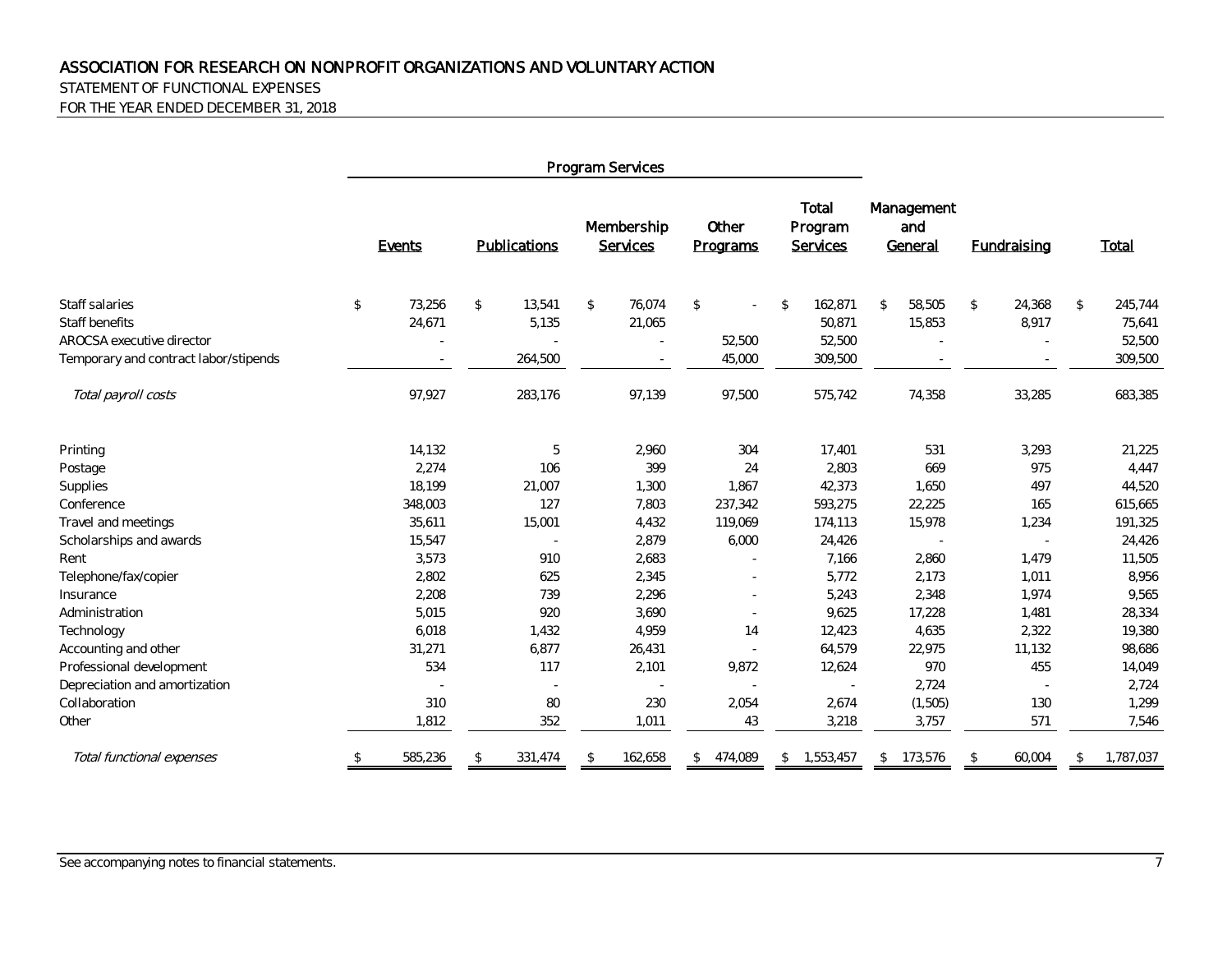# ASSOCIATION FOR RESEARCH ON NONPROFIT ORGANIZATIONS AND VOLUNTARY ACTION

STATEMENT OF FUNCTIONAL EXPENSES

FOR THE YEAR ENDED DECEMBER 31, 2018

| | Program Services | | | | | | | |
|---|---|---|---|---|---|---|---|---|
| | Events | Publications | Membership Services | Other Programs | Total Program Services | Management and General | Fundraising | Total |
| Staff salaries | $ 73,256 | $ 13,541 | $ 76,074 | $ - | $ 162,871 | $ 58,505 | $ 24,368 | $ 245,744 |
| Staff benefits | 24,671 | 5,135 | 21,065 | | 50,871 | 15,853 | 8,917 | 75,641 |
| AROCSA executive director | - | - | - | 52,500 | 52,500 | - | - | 52,500 |
| Temporary and contract labor/stipends | - | 264,500 | - | 45,000 | 309,500 | - | - | 309,500 |
| *Total payroll costs* | 97,927 | 283,176 | 97,139 | 97,500 | 575,742 | 74,358 | 33,285 | 683,385 |
| Printing | 14,132 | 5 | 2,960 | 304 | 17,401 | 531 | 3,293 | 21,225 |
| Postage | 2,274 | 106 | 399 | 24 | 2,803 | 669 | 975 | 4,447 |
| Supplies | 18,199 | 21,007 | 1,300 | 1,867 | 42,373 | 1,650 | 497 | 44,520 |
| Conference | 348,003 | 127 | 7,803 | 237,342 | 593,275 | 22,225 | 165 | 615,665 |
| Travel and meetings | 35,611 | 15,001 | 4,432 | 119,069 | 174,113 | 15,978 | 1,234 | 191,325 |
| Scholarships and awards | 15,547 | - | 2,879 | 6,000 | 24,426 | - | - | 24,426 |
| Rent | 3,573 | 910 | 2,683 | - | 7,166 | 2,860 | 1,479 | 11,505 |
| Telephone/fax/copier | 2,802 | 625 | 2,345 | - | 5,772 | 2,173 | 1,011 | 8,956 |
| Insurance | 2,208 | 739 | 2,296 | - | 5,243 | 2,348 | 1,974 | 9,565 |
| Administration | 5,015 | 920 | 3,690 | - | 9,625 | 17,228 | 1,481 | 28,334 |
| Technology | 6,018 | 1,432 | 4,959 | 14 | 12,423 | 4,635 | 2,322 | 19,380 |
| Accounting and other | 31,271 | 6,877 | 26,431 | - | 64,579 | 22,975 | 11,132 | 98,686 |
| Professional development | 534 | 117 | 2,101 | 9,872 | 12,624 | 970 | 455 | 14,049 |
| Depreciation and amortization | - | - | - | - | - | 2,724 | - | 2,724 |
| Collaboration | 310 | 80 | 230 | 2,054 | 2,674 | (1,505) | 130 | 1,299 |
| Other | 1,812 | 352 | 1,011 | 43 | 3,218 | 3,757 | 571 | 7,546 |
| *Total functional expenses* | $ 585,236 | $ 331,474 | $ 162,658 | $ 474,089 | $ 1,553,457 | $ 173,576 | $ 60,004 | $ 1,787,037 |

See accompanying notes to financial statements.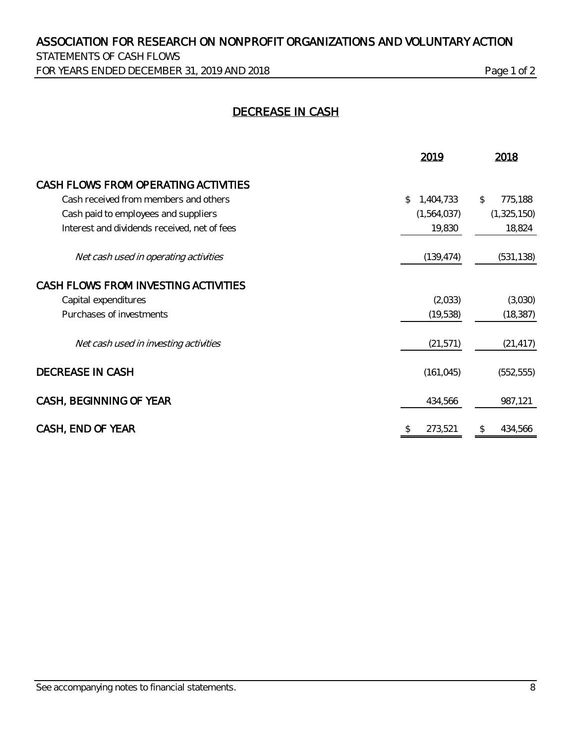# ASSOCIATION FOR RESEARCH ON NONPROFIT ORGANIZATIONS AND VOLUNTARY ACTION

STATEMENTS OF CASH FLOWS

FOR YEARS ENDED DECEMBER 31, 2019 AND 2018

## DECREASE IN CASH

| | 2019 | 2018 |
|---|---|---|
| **CASH FLOWS FROM OPERATING ACTIVITIES** | | |
| Cash received from members and others | $ 1,404,733 | $ 775,188 |
| Cash paid to employees and suppliers | (1,564,037) | (1,325,150) |
| Interest and dividends received, net of fees | 19,830 | 18,824 |
| *Net cash used in operating activities* | (139,474) | (531,138) |
| **CASH FLOWS FROM INVESTING ACTIVITIES** | | |
| Capital expenditures | (2,033) | (3,030) |
| Purchases of investments | (19,538) | (18,387) |
| *Net cash used in investing activities* | (21,571) | (21,417) |
| **DECREASE IN CASH** | (161,045) | (552,555) |
| **CASH, BEGINNING OF YEAR** | 434,566 | 987,121 |
| **CASH, END OF YEAR** | $ 273,521 | $ 434,566 |

See accompanying notes to financial statements.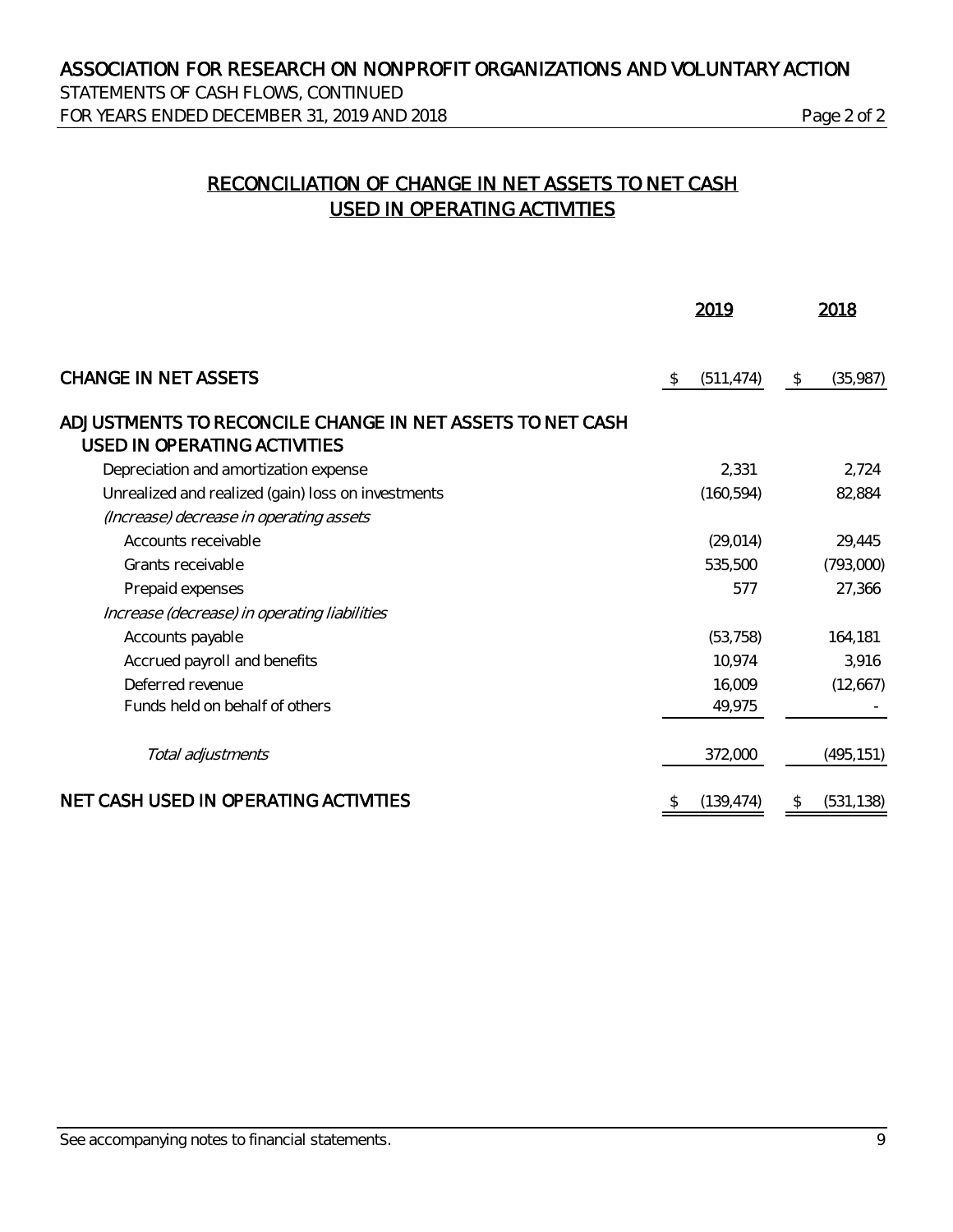# ASSOCIATION FOR RESEARCH ON NONPROFIT ORGANIZATIONS AND VOLUNTARY ACTION

STATEMENTS OF CASH FLOWS, CONTINUED
FOR YEARS ENDED DECEMBER 31, 2019 AND 2018

## RECONCILIATION OF CHANGE IN NET ASSETS TO NET CASH USED IN OPERATING ACTIVITIES

| | 2019 | 2018 |
|---|---|---|
| CHANGE IN NET ASSETS | $ (511,474) | $ (35,987) |
| ADJUSTMENTS TO RECONCILE CHANGE IN NET ASSETS TO NET CASH USED IN OPERATING ACTIVITIES | | |
| Depreciation and amortization expense | 2,331 | 2,724 |
| Unrealized and realized (gain) loss on investments | (160,594) | 82,884 |
| *(Increase) decrease in operating assets* | | |
| Accounts receivable | (29,014) | 29,445 |
| Grants receivable | 535,500 | (793,000) |
| Prepaid expenses | 577 | 27,366 |
| *Increase (decrease) in operating liabilities* | | |
| Accounts payable | (53,758) | 164,181 |
| Accrued payroll and benefits | 10,974 | 3,916 |
| Deferred revenue | 16,009 | (12,667) |
| Funds held on behalf of others | 49,975 | - |
| *Total adjustments* | 372,000 | (495,151) |
| NET CASH USED IN OPERATING ACTIVITIES | $ (139,474) | $ (531,138) |

See accompanying notes to financial statements.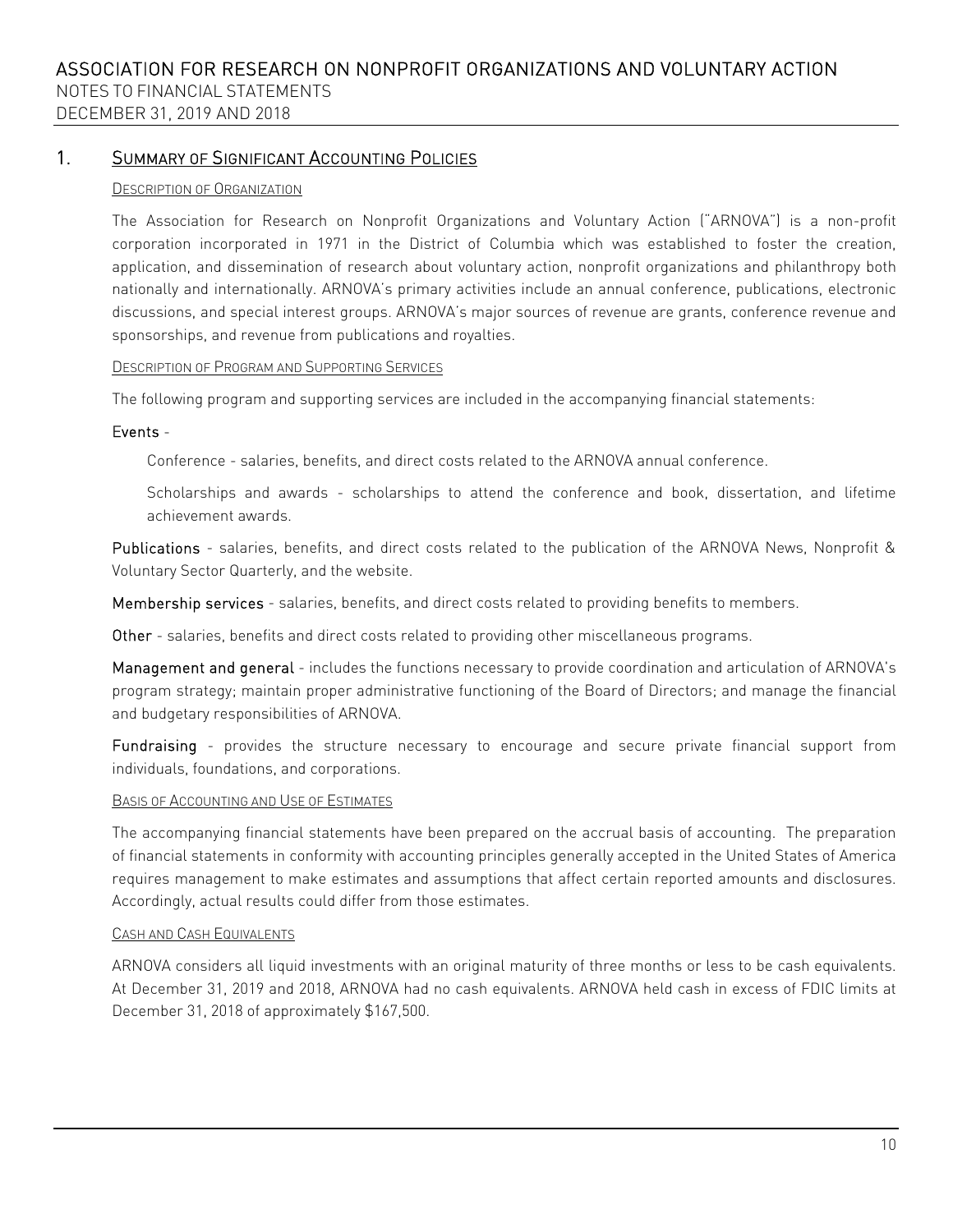# ASSOCIATION FOR RESEARCH ON NONPROFIT ORGANIZATIONS AND VOLUNTARY ACTION

NOTES TO FINANCIAL STATEMENTS

DECEMBER 31, 2019 AND 2018

## 1. SUMMARY OF SIGNIFICANT ACCOUNTING POLICIES

### DESCRIPTION OF ORGANIZATION

The Association for Research on Nonprofit Organizations and Voluntary Action ("ARNOVA") is a non-profit corporation incorporated in 1971 in the District of Columbia which was established to foster the creation, application, and dissemination of research about voluntary action, nonprofit organizations and philanthropy both nationally and internationally. ARNOVA's primary activities include an annual conference, publications, electronic discussions, and special interest groups. ARNOVA's major sources of revenue are grants, conference revenue and sponsorships, and revenue from publications and royalties.

### DESCRIPTION OF PROGRAM AND SUPPORTING SERVICES

The following program and supporting services are included in the accompanying financial statements:

**Events** -

Conference - salaries, benefits, and direct costs related to the ARNOVA annual conference.

Scholarships and awards - scholarships to attend the conference and book, dissertation, and lifetime achievement awards.

**Publications** - salaries, benefits, and direct costs related to the publication of the ARNOVA News, Nonprofit & Voluntary Sector Quarterly, and the website.

**Membership services** - salaries, benefits, and direct costs related to providing benefits to members.

**Other** - salaries, benefits and direct costs related to providing other miscellaneous programs.

**Management and general** - includes the functions necessary to provide coordination and articulation of ARNOVA's program strategy; maintain proper administrative functioning of the Board of Directors; and manage the financial and budgetary responsibilities of ARNOVA.

**Fundraising** - provides the structure necessary to encourage and secure private financial support from individuals, foundations, and corporations.

### BASIS OF ACCOUNTING AND USE OF ESTIMATES

The accompanying financial statements have been prepared on the accrual basis of accounting. The preparation of financial statements in conformity with accounting principles generally accepted in the United States of America requires management to make estimates and assumptions that affect certain reported amounts and disclosures. Accordingly, actual results could differ from those estimates.

### CASH AND CASH EQUIVALENTS

ARNOVA considers all liquid investments with an original maturity of three months or less to be cash equivalents. At December 31, 2019 and 2018, ARNOVA had no cash equivalents. ARNOVA held cash in excess of FDIC limits at December 31, 2018 of approximately $167,500.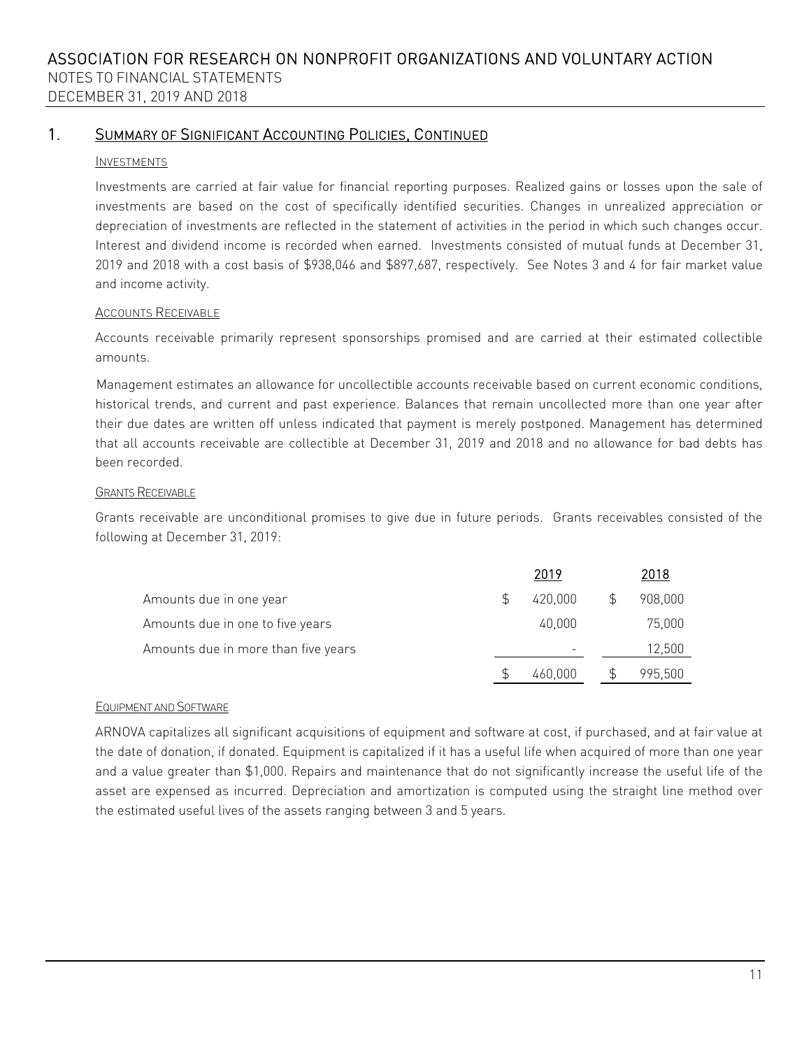## 1. Summary of Significant Accounting Policies, Continued

### Investments

Investments are carried at fair value for financial reporting purposes. Realized gains or losses upon the sale of investments are based on the cost of specifically identified securities. Changes in unrealized appreciation or depreciation of investments are reflected in the statement of activities in the period in which such changes occur. Interest and dividend income is recorded when earned. Investments consisted of mutual funds at December 31, 2019 and 2018 with a cost basis of $938,046 and $897,687, respectively. See Notes 3 and 4 for fair market value and income activity.

### Accounts Receivable

Accounts receivable primarily represent sponsorships promised and are carried at their estimated collectible amounts.

Management estimates an allowance for uncollectible accounts receivable based on current economic conditions, historical trends, and current and past experience. Balances that remain uncollected more than one year after their due dates are written off unless indicated that payment is merely postponed. Management has determined that all accounts receivable are collectible at December 31, 2019 and 2018 and no allowance for bad debts has been recorded.

### Grants Receivable

Grants receivable are unconditional promises to give due in future periods. Grants receivables consisted of the following at December 31, 2019:

| | 2019 | 2018 |
|---|---|---|
| Amounts due in one year | $ 420,000 | $ 908,000 |
| Amounts due in one to five years | 40,000 | 75,000 |
| Amounts due in more than five years | - | 12,500 |
| | $ 460,000 | $ 995,500 |

### Equipment and Software

ARNOVA capitalizes all significant acquisitions of equipment and software at cost, if purchased, and at fair value at the date of donation, if donated. Equipment is capitalized if it has a useful life when acquired of more than one year and a value greater than $1,000. Repairs and maintenance that do not significantly increase the useful life of the asset are expensed as incurred. Depreciation and amortization is computed using the straight line method over the estimated useful lives of the assets ranging between 3 and 5 years.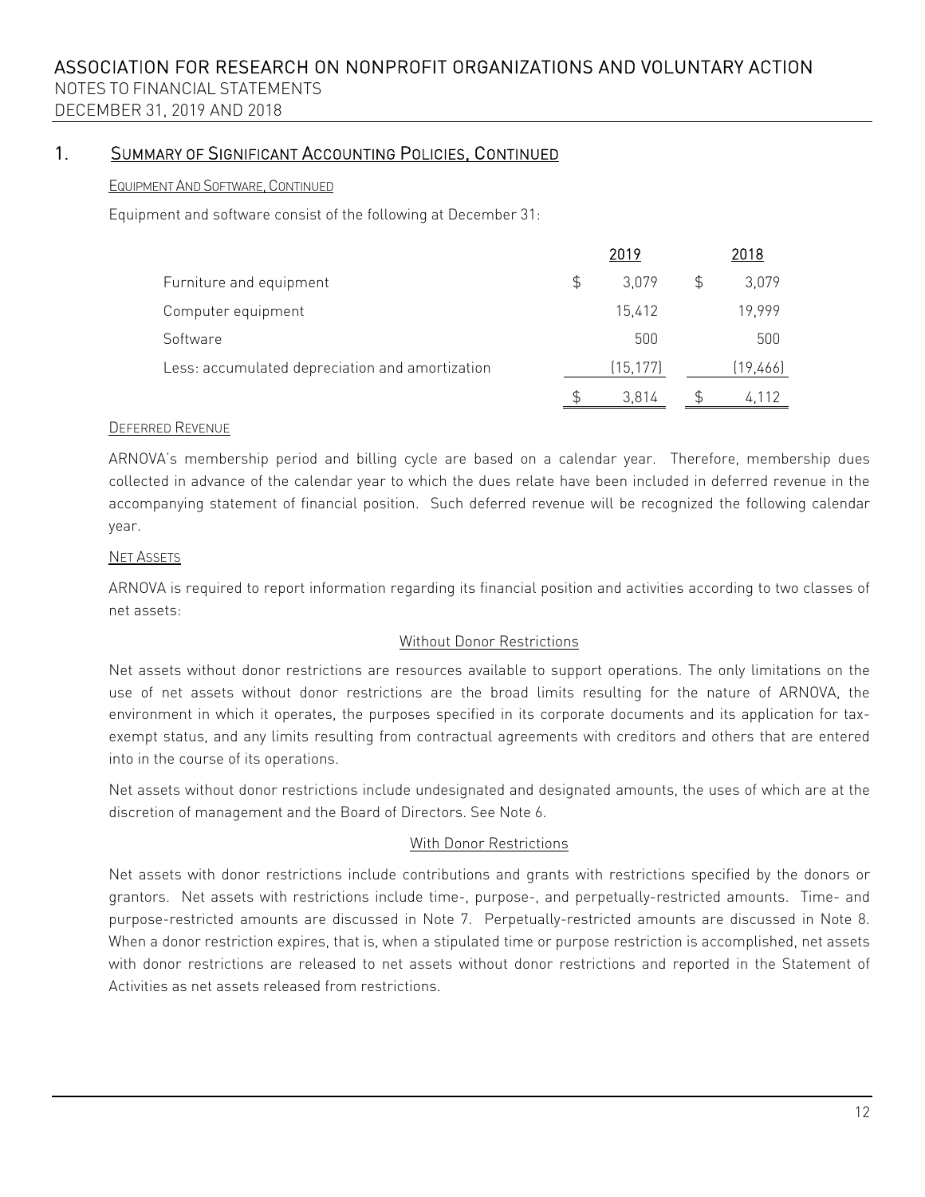## 1. Summary of Significant Accounting Policies, Continued

Equipment And Software, Continued

Equipment and software consist of the following at December 31:

| | 2019 | 2018 |
|---|---|---|
| Furniture and equipment | $ 3,079 | $ 3,079 |
| Computer equipment | 15,412 | 19,999 |
| Software | 500 | 500 |
| Less: accumulated depreciation and amortization | (15,177) | (19,466) |
| | $ 3,814 | $ 4,112 |

Deferred Revenue

ARNOVA's membership period and billing cycle are based on a calendar year. Therefore, membership dues collected in advance of the calendar year to which the dues relate have been included in deferred revenue in the accompanying statement of financial position. Such deferred revenue will be recognized the following calendar year.

Net Assets

ARNOVA is required to report information regarding its financial position and activities according to two classes of net assets:

Without Donor Restrictions

Net assets without donor restrictions are resources available to support operations. The only limitations on the use of net assets without donor restrictions are the broad limits resulting for the nature of ARNOVA, the environment in which it operates, the purposes specified in its corporate documents and its application for tax-exempt status, and any limits resulting from contractual agreements with creditors and others that are entered into in the course of its operations.

Net assets without donor restrictions include undesignated and designated amounts, the uses of which are at the discretion of management and the Board of Directors. See Note 6.

With Donor Restrictions

Net assets with donor restrictions include contributions and grants with restrictions specified by the donors or grantors. Net assets with restrictions include time-, purpose-, and perpetually-restricted amounts. Time- and purpose-restricted amounts are discussed in Note 7. Perpetually-restricted amounts are discussed in Note 8. When a donor restriction expires, that is, when a stipulated time or purpose restriction is accomplished, net assets with donor restrictions are released to net assets without donor restrictions and reported in the Statement of Activities as net assets released from restrictions.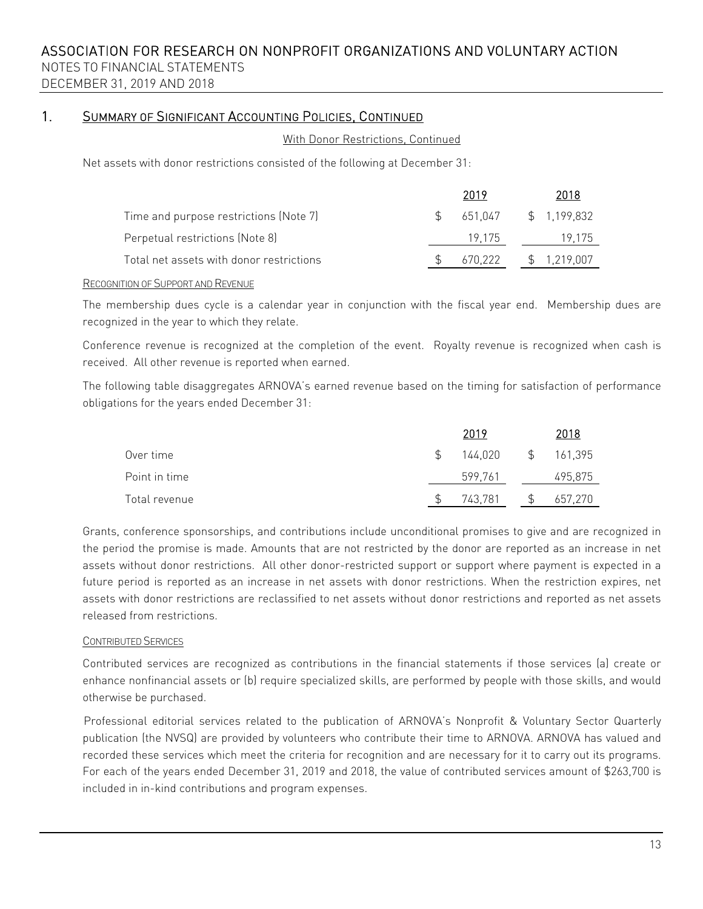## 1. Summary of Significant Accounting Policies, Continued

With Donor Restrictions, Continued

Net assets with donor restrictions consisted of the following at December 31:

| | 2019 | 2018 |
|---|---|---|
| Time and purpose restrictions (Note 7) | $ 651,047 | $ 1,199,832 |
| Perpetual restrictions (Note 8) | 19,175 | 19,175 |
| Total net assets with donor restrictions | $ 670,222 | $ 1,219,007 |

### Recognition of Support and Revenue

The membership dues cycle is a calendar year in conjunction with the fiscal year end. Membership dues are recognized in the year to which they relate.

Conference revenue is recognized at the completion of the event. Royalty revenue is recognized when cash is received. All other revenue is reported when earned.

The following table disaggregates ARNOVA's earned revenue based on the timing for satisfaction of performance obligations for the years ended December 31:

| | 2019 | 2018 |
|---|---|---|
| Over time | $ 144,020 | $ 161,395 |
| Point in time | 599,761 | 495,875 |
| Total revenue | $ 743,781 | $ 657,270 |

Grants, conference sponsorships, and contributions include unconditional promises to give and are recognized in the period the promise is made. Amounts that are not restricted by the donor are reported as an increase in net assets without donor restrictions. All other donor-restricted support or support where payment is expected in a future period is reported as an increase in net assets with donor restrictions. When the restriction expires, net assets with donor restrictions are reclassified to net assets without donor restrictions and reported as net assets released from restrictions.

### Contributed Services

Contributed services are recognized as contributions in the financial statements if those services (a) create or enhance nonfinancial assets or (b) require specialized skills, are performed by people with those skills, and would otherwise be purchased.

Professional editorial services related to the publication of ARNOVA's Nonprofit & Voluntary Sector Quarterly publication (the NVSQ) are provided by volunteers who contribute their time to ARNOVA. ARNOVA has valued and recorded these services which meet the criteria for recognition and are necessary for it to carry out its programs. For each of the years ended December 31, 2019 and 2018, the value of contributed services amount of $263,700 is included in in-kind contributions and program expenses.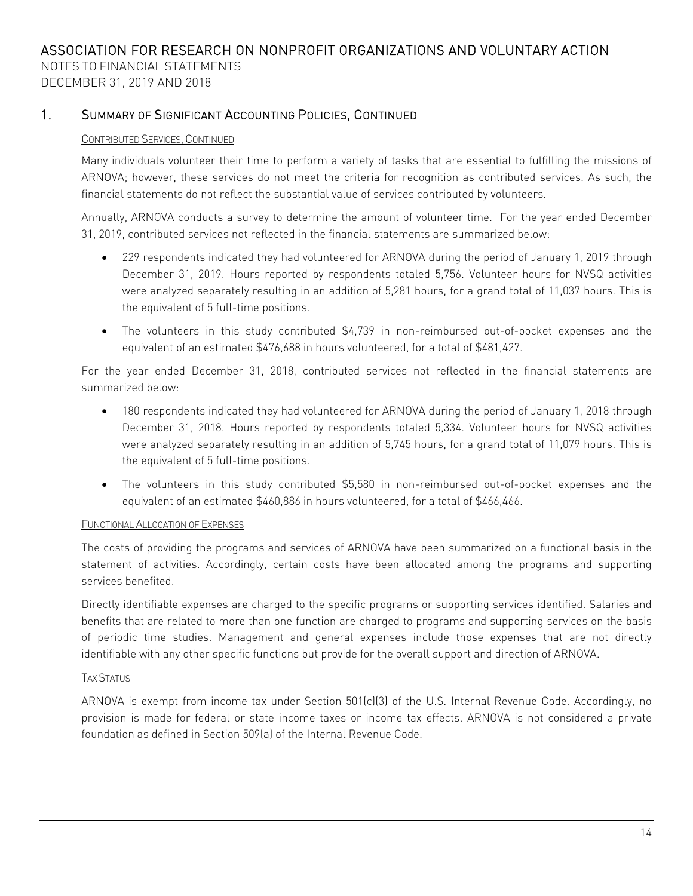## 1. Summary of Significant Accounting Policies, Continued

### Contributed Services, Continued

Many individuals volunteer their time to perform a variety of tasks that are essential to fulfilling the missions of ARNOVA; however, these services do not meet the criteria for recognition as contributed services. As such, the financial statements do not reflect the substantial value of services contributed by volunteers.

Annually, ARNOVA conducts a survey to determine the amount of volunteer time. For the year ended December 31, 2019, contributed services not reflected in the financial statements are summarized below:

- 229 respondents indicated they had volunteered for ARNOVA during the period of January 1, 2019 through December 31, 2019. Hours reported by respondents totaled 5,756. Volunteer hours for NVSQ activities were analyzed separately resulting in an addition of 5,281 hours, for a grand total of 11,037 hours. This is the equivalent of 5 full-time positions.
- The volunteers in this study contributed $4,739 in non-reimbursed out-of-pocket expenses and the equivalent of an estimated $476,688 in hours volunteered, for a total of $481,427.

For the year ended December 31, 2018, contributed services not reflected in the financial statements are summarized below:

- 180 respondents indicated they had volunteered for ARNOVA during the period of January 1, 2018 through December 31, 2018. Hours reported by respondents totaled 5,334. Volunteer hours for NVSQ activities were analyzed separately resulting in an addition of 5,745 hours, for a grand total of 11,079 hours. This is the equivalent of 5 full-time positions.
- The volunteers in this study contributed $5,580 in non-reimbursed out-of-pocket expenses and the equivalent of an estimated $460,886 in hours volunteered, for a total of $466,466.

### Functional Allocation of Expenses

The costs of providing the programs and services of ARNOVA have been summarized on a functional basis in the statement of activities. Accordingly, certain costs have been allocated among the programs and supporting services benefited.

Directly identifiable expenses are charged to the specific programs or supporting services identified. Salaries and benefits that are related to more than one function are charged to programs and supporting services on the basis of periodic time studies. Management and general expenses include those expenses that are not directly identifiable with any other specific functions but provide for the overall support and direction of ARNOVA.

### Tax Status

ARNOVA is exempt from income tax under Section 501(c)(3) of the U.S. Internal Revenue Code. Accordingly, no provision is made for federal or state income taxes or income tax effects. ARNOVA is not considered a private foundation as defined in Section 509(a) of the Internal Revenue Code.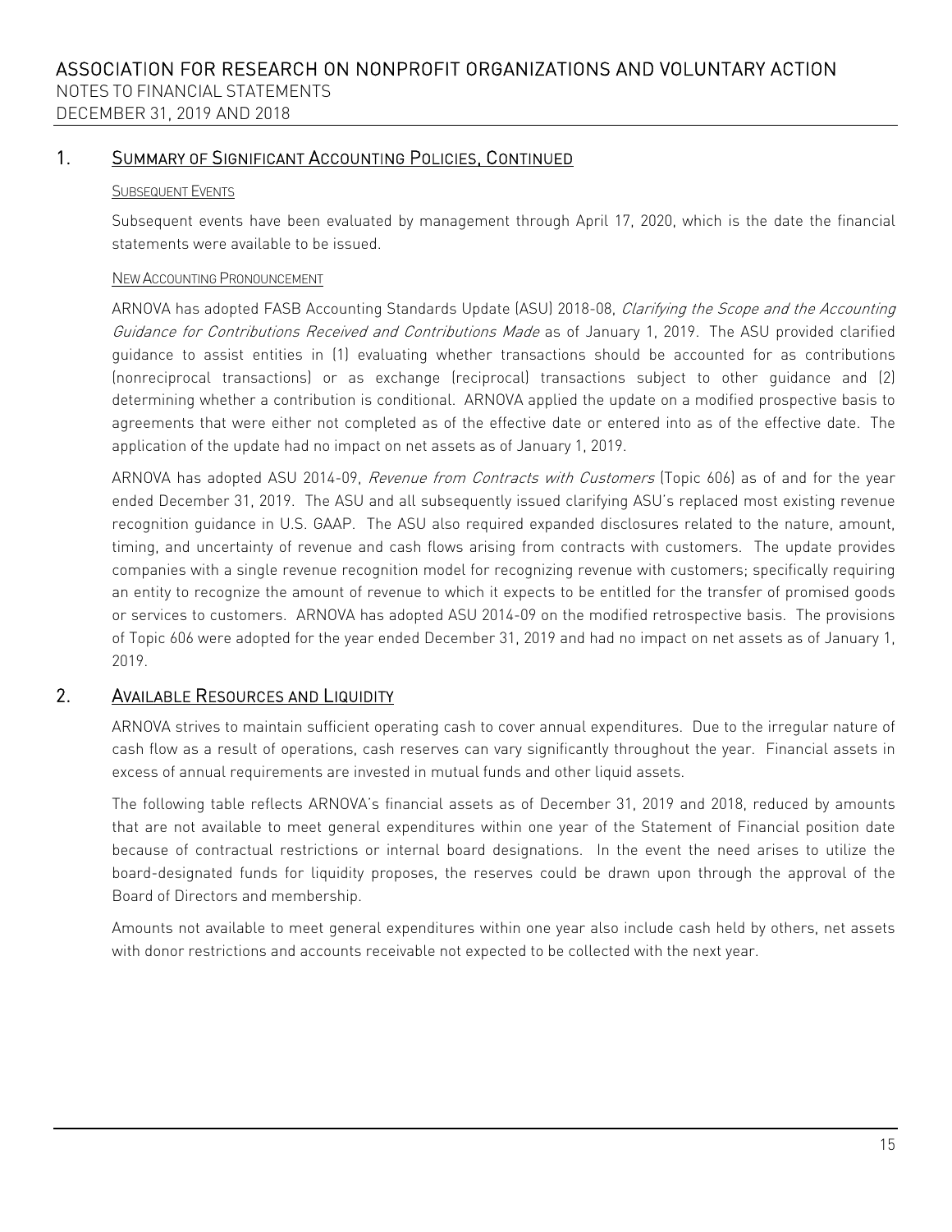## 1. Summary of Significant Accounting Policies, Continued

### Subsequent Events

Subsequent events have been evaluated by management through April 17, 2020, which is the date the financial statements were available to be issued.

### New Accounting Pronouncement

ARNOVA has adopted FASB Accounting Standards Update (ASU) 2018-08, *Clarifying the Scope and the Accounting Guidance for Contributions Received and Contributions Made* as of January 1, 2019. The ASU provided clarified guidance to assist entities in (1) evaluating whether transactions should be accounted for as contributions (nonreciprocal transactions) or as exchange (reciprocal) transactions subject to other guidance and (2) determining whether a contribution is conditional. ARNOVA applied the update on a modified prospective basis to agreements that were either not completed as of the effective date or entered into as of the effective date. The application of the update had no impact on net assets as of January 1, 2019.

ARNOVA has adopted ASU 2014-09, *Revenue from Contracts with Customers* (Topic 606) as of and for the year ended December 31, 2019. The ASU and all subsequently issued clarifying ASU's replaced most existing revenue recognition guidance in U.S. GAAP. The ASU also required expanded disclosures related to the nature, amount, timing, and uncertainty of revenue and cash flows arising from contracts with customers. The update provides companies with a single revenue recognition model for recognizing revenue with customers; specifically requiring an entity to recognize the amount of revenue to which it expects to be entitled for the transfer of promised goods or services to customers. ARNOVA has adopted ASU 2014-09 on the modified retrospective basis. The provisions of Topic 606 were adopted for the year ended December 31, 2019 and had no impact on net assets as of January 1, 2019.

## 2. Available Resources and Liquidity

ARNOVA strives to maintain sufficient operating cash to cover annual expenditures. Due to the irregular nature of cash flow as a result of operations, cash reserves can vary significantly throughout the year. Financial assets in excess of annual requirements are invested in mutual funds and other liquid assets.

The following table reflects ARNOVA's financial assets as of December 31, 2019 and 2018, reduced by amounts that are not available to meet general expenditures within one year of the Statement of Financial position date because of contractual restrictions or internal board designations. In the event the need arises to utilize the board-designated funds for liquidity proposes, the reserves could be drawn upon through the approval of the Board of Directors and membership.

Amounts not available to meet general expenditures within one year also include cash held by others, net assets with donor restrictions and accounts receivable not expected to be collected with the next year.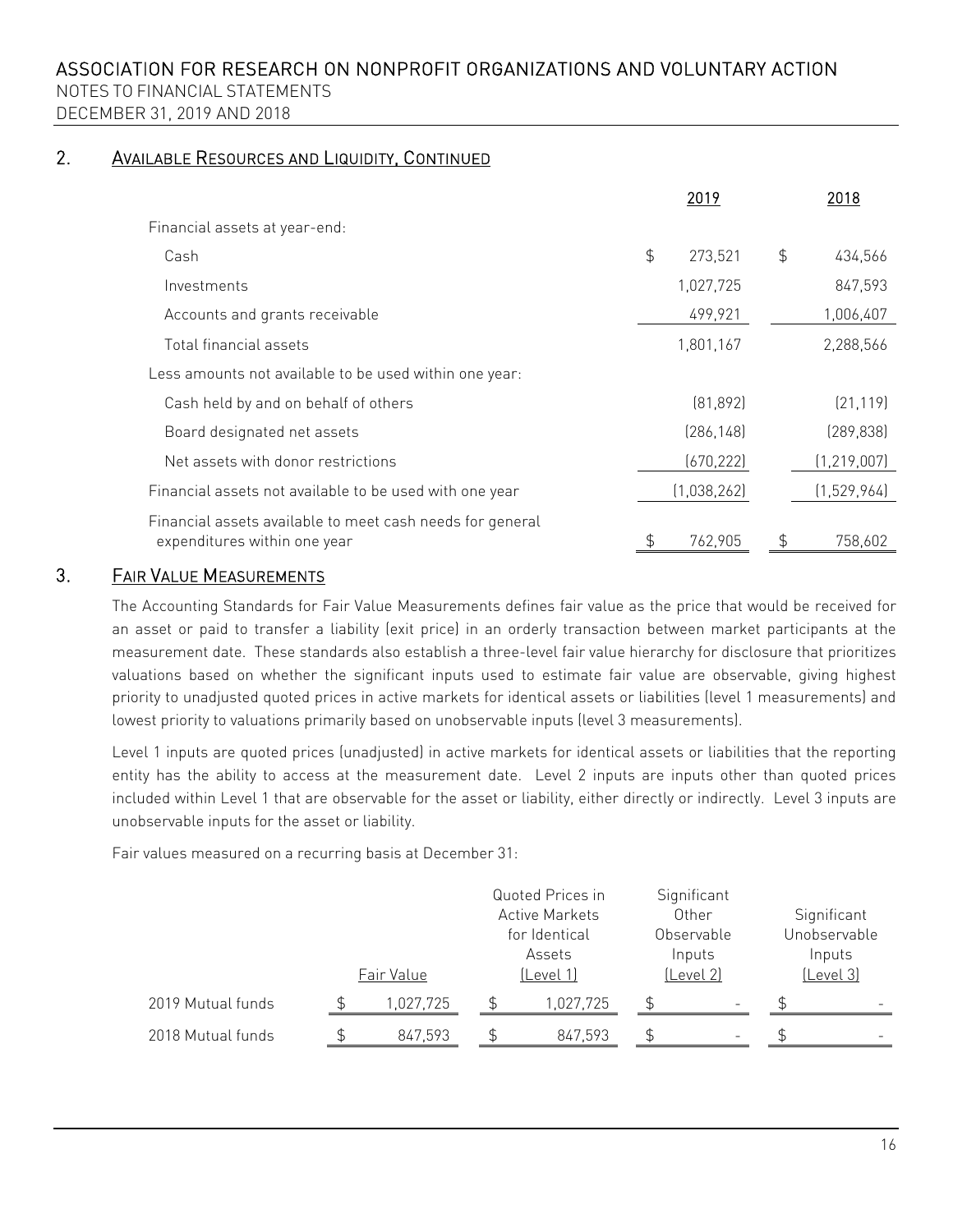## 2. Available Resources and Liquidity, Continued

| | 2019 | 2018 |
|---|---|---|
| Financial assets at year-end: | | |
| Cash | $ 273,521 | $ 434,566 |
| Investments | 1,027,725 | 847,593 |
| Accounts and grants receivable | 499,921 | 1,006,407 |
| Total financial assets | 1,801,167 | 2,288,566 |
| Less amounts not available to be used within one year: | | |
| Cash held by and on behalf of others | (81,892) | (21,119) |
| Board designated net assets | (286,148) | (289,838) |
| Net assets with donor restrictions | (670,222) | (1,219,007) |
| Financial assets not available to be used with one year | (1,038,262) | (1,529,964) |
| Financial assets available to meet cash needs for general expenditures within one year | $ 762,905 | $ 758,602 |

## 3. Fair Value Measurements

The Accounting Standards for Fair Value Measurements defines fair value as the price that would be received for an asset or paid to transfer a liability (exit price) in an orderly transaction between market participants at the measurement date. These standards also establish a three-level fair value hierarchy for disclosure that prioritizes valuations based on whether the significant inputs used to estimate fair value are observable, giving highest priority to unadjusted quoted prices in active markets for identical assets or liabilities (level 1 measurements) and lowest priority to valuations primarily based on unobservable inputs (level 3 measurements).

Level 1 inputs are quoted prices (unadjusted) in active markets for identical assets or liabilities that the reporting entity has the ability to access at the measurement date. Level 2 inputs are inputs other than quoted prices included within Level 1 that are observable for the asset or liability, either directly or indirectly. Level 3 inputs are unobservable inputs for the asset or liability.

Fair values measured on a recurring basis at December 31:

| | Fair Value | Quoted Prices in Active Markets for Identical Assets (Level 1) | Significant Other Observable Inputs (Level 2) | Significant Unobservable Inputs (Level 3) |
|---|---|---|---|---|
| 2019 Mutual funds | $ 1,027,725 | $ 1,027,725 | $ - | $ - |
| 2018 Mutual funds | $ 847,593 | $ 847,593 | $ - | $ - |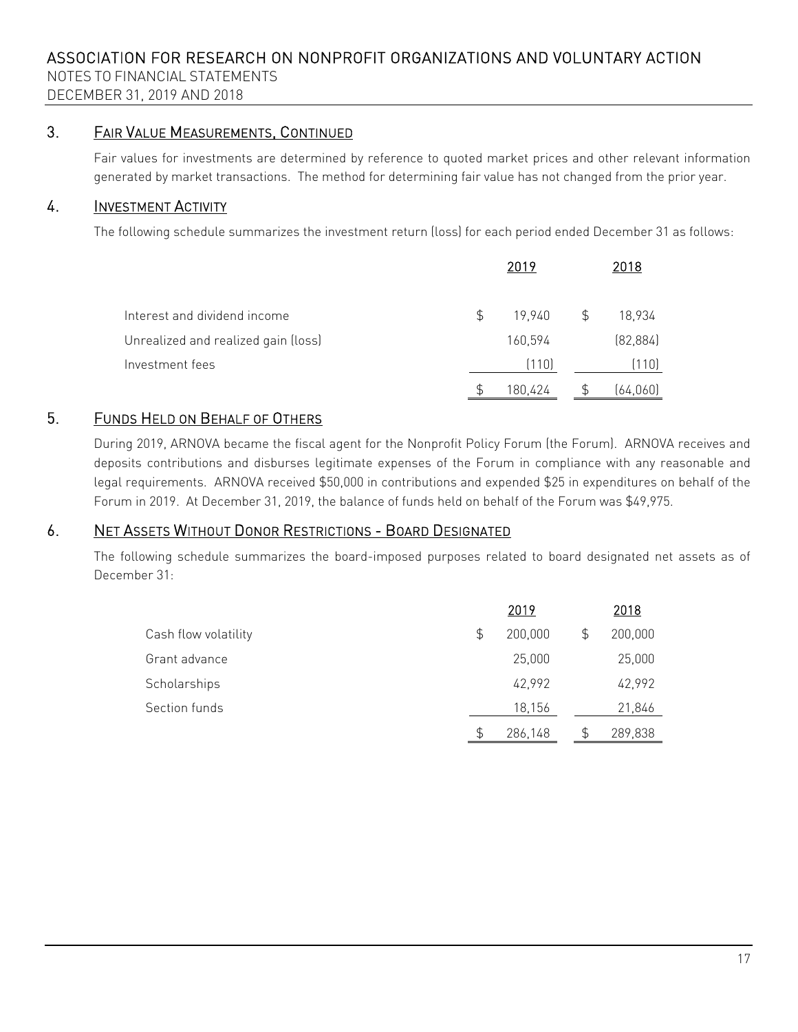## 3. Fair Value Measurements, Continued

Fair values for investments are determined by reference to quoted market prices and other relevant information generated by market transactions. The method for determining fair value has not changed from the prior year.

## 4. Investment Activity

The following schedule summarizes the investment return (loss) for each period ended December 31 as follows:

| | 2019 | 2018 |
|---|---|---|
| Interest and dividend income | $ 19,940 | $ 18,934 |
| Unrealized and realized gain (loss) | 160,594 | (82,884) |
| Investment fees | (110) | (110) |
| | $ 180,424 | $ (64,060) |

## 5. Funds Held on Behalf of Others

During 2019, ARNOVA became the fiscal agent for the Nonprofit Policy Forum (the Forum). ARNOVA receives and deposits contributions and disburses legitimate expenses of the Forum in compliance with any reasonable and legal requirements. ARNOVA received $50,000 in contributions and expended $25 in expenditures on behalf of the Forum in 2019. At December 31, 2019, the balance of funds held on behalf of the Forum was $49,975.

## 6. Net Assets Without Donor Restrictions - Board Designated

The following schedule summarizes the board-imposed purposes related to board designated net assets as of December 31:

| | 2019 | 2018 |
|---|---|---|
| Cash flow volatility | $ 200,000 | $ 200,000 |
| Grant advance | 25,000 | 25,000 |
| Scholarships | 42,992 | 42,992 |
| Section funds | 18,156 | 21,846 |
| | $ 286,148 | $ 289,838 |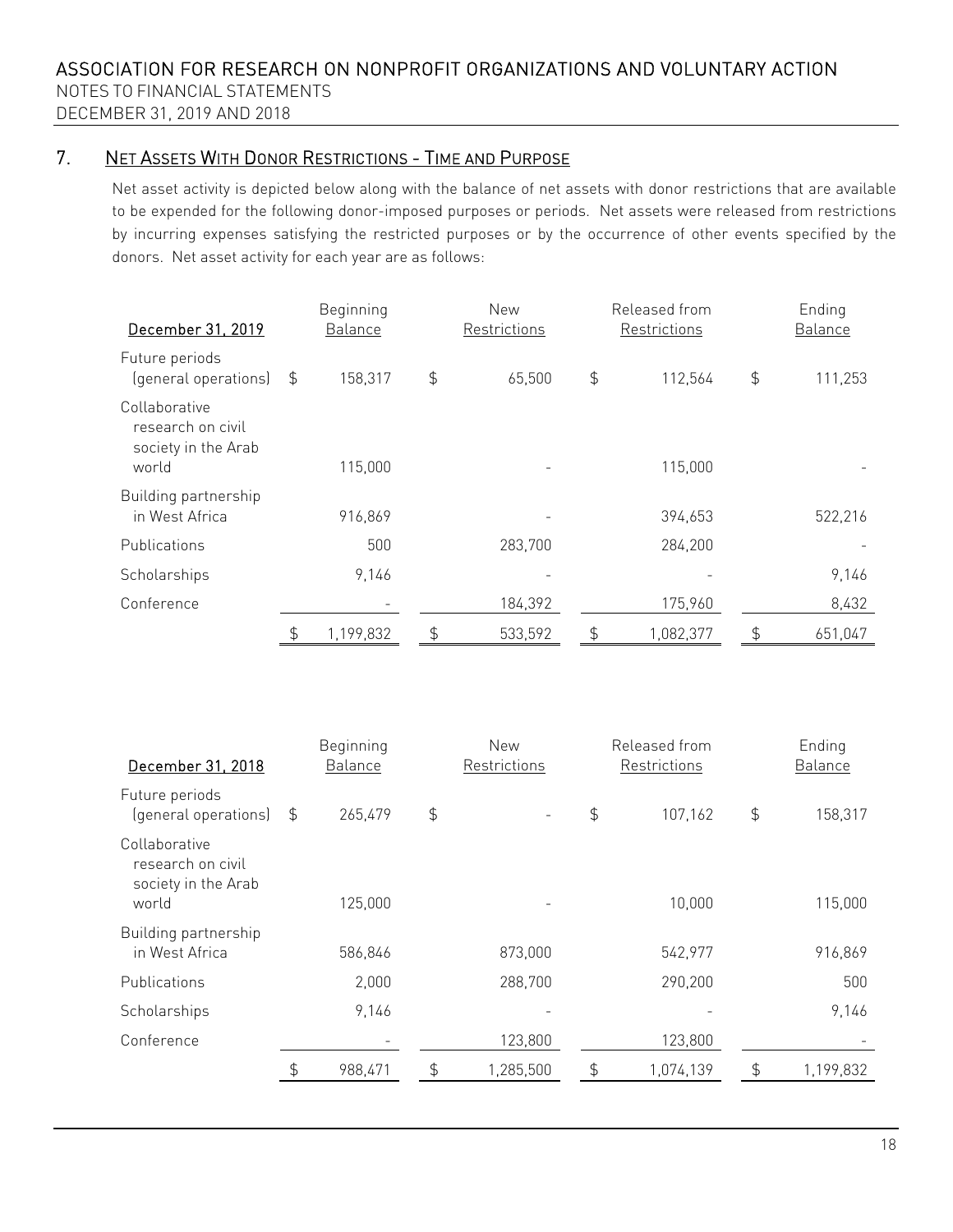## 7. NET ASSETS WITH DONOR RESTRICTIONS - TIME AND PURPOSE

Net asset activity is depicted below along with the balance of net assets with donor restrictions that are available to be expended for the following donor-imposed purposes or periods. Net assets were released from restrictions by incurring expenses satisfying the restricted purposes or by the occurrence of other events specified by the donors. Net asset activity for each year are as follows:

| December 31, 2019 | Beginning Balance | New Restrictions | Released from Restrictions | Ending Balance |
|---|---|---|---|---|
| Future periods (general operations) | $ 158,317 | $ 65,500 | $ 112,564 | $ 111,253 |
| Collaborative research on civil society in the Arab world | 115,000 | - | 115,000 | - |
| Building partnership in West Africa | 916,869 | - | 394,653 | 522,216 |
| Publications | 500 | 283,700 | 284,200 | - |
| Scholarships | 9,146 | - | - | 9,146 |
| Conference | - | 184,392 | 175,960 | 8,432 |
| | $ 1,199,832 | $ 533,592 | $ 1,082,377 | $ 651,047 |

| December 31, 2018 | Beginning Balance | New Restrictions | Released from Restrictions | Ending Balance |
|---|---|---|---|---|
| Future periods (general operations) | $ 265,479 | $ - | $ 107,162 | $ 158,317 |
| Collaborative research on civil society in the Arab world | 125,000 | - | 10,000 | 115,000 |
| Building partnership in West Africa | 586,846 | 873,000 | 542,977 | 916,869 |
| Publications | 2,000 | 288,700 | 290,200 | 500 |
| Scholarships | 9,146 | - | - | 9,146 |
| Conference | - | 123,800 | 123,800 | - |
| | $ 988,471 | $ 1,285,500 | $ 1,074,139 | $ 1,199,832 |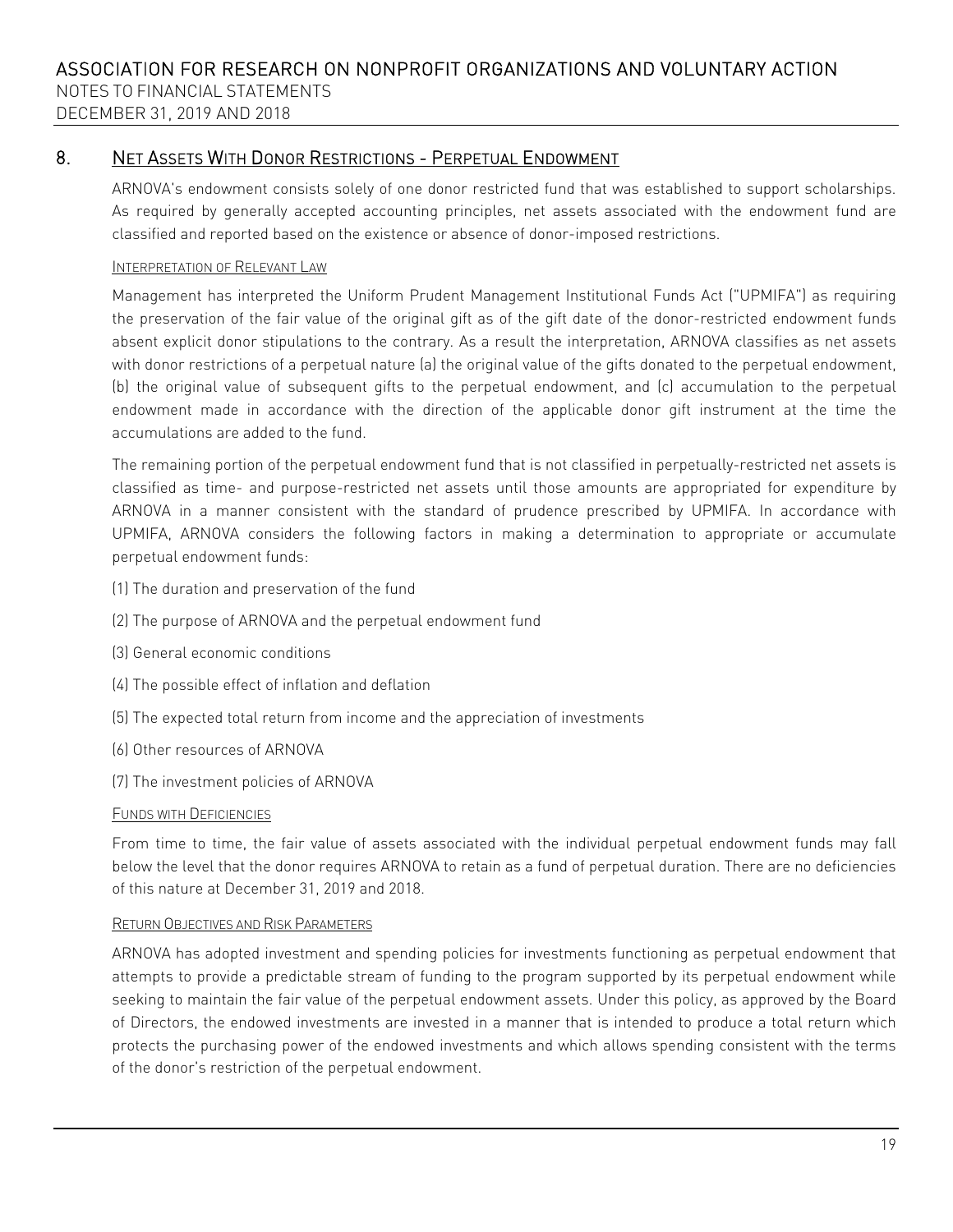## 8. Net Assets With Donor Restrictions - Perpetual Endowment

ARNOVA's endowment consists solely of one donor restricted fund that was established to support scholarships. As required by generally accepted accounting principles, net assets associated with the endowment fund are classified and reported based on the existence or absence of donor-imposed restrictions.

### Interpretation of Relevant Law

Management has interpreted the Uniform Prudent Management Institutional Funds Act ("UPMIFA") as requiring the preservation of the fair value of the original gift as of the gift date of the donor-restricted endowment funds absent explicit donor stipulations to the contrary. As a result the interpretation, ARNOVA classifies as net assets with donor restrictions of a perpetual nature (a) the original value of the gifts donated to the perpetual endowment, (b) the original value of subsequent gifts to the perpetual endowment, and (c) accumulation to the perpetual endowment made in accordance with the direction of the applicable donor gift instrument at the time the accumulations are added to the fund.

The remaining portion of the perpetual endowment fund that is not classified in perpetually-restricted net assets is classified as time- and purpose-restricted net assets until those amounts are appropriated for expenditure by ARNOVA in a manner consistent with the standard of prudence prescribed by UPMIFA. In accordance with UPMIFA, ARNOVA considers the following factors in making a determination to appropriate or accumulate perpetual endowment funds:

(1) The duration and preservation of the fund

(2) The purpose of ARNOVA and the perpetual endowment fund

(3) General economic conditions

(4) The possible effect of inflation and deflation

(5) The expected total return from income and the appreciation of investments

(6) Other resources of ARNOVA

(7) The investment policies of ARNOVA

### Funds with Deficiencies

From time to time, the fair value of assets associated with the individual perpetual endowment funds may fall below the level that the donor requires ARNOVA to retain as a fund of perpetual duration. There are no deficiencies of this nature at December 31, 2019 and 2018.

### Return Objectives and Risk Parameters

ARNOVA has adopted investment and spending policies for investments functioning as perpetual endowment that attempts to provide a predictable stream of funding to the program supported by its perpetual endowment while seeking to maintain the fair value of the perpetual endowment assets. Under this policy, as approved by the Board of Directors, the endowed investments are invested in a manner that is intended to produce a total return which protects the purchasing power of the endowed investments and which allows spending consistent with the terms of the donor's restriction of the perpetual endowment.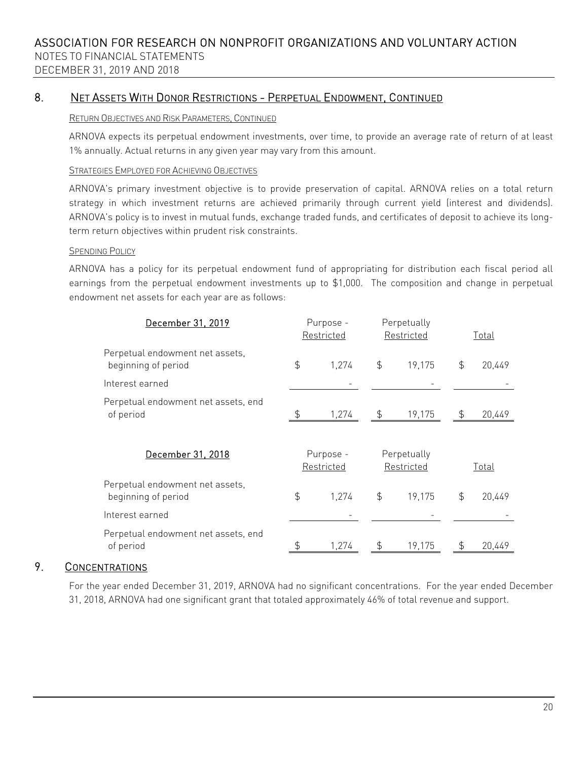## 8. Net Assets With Donor Restrictions - Perpetual Endowment, Continued

### Return Objectives and Risk Parameters, Continued

ARNOVA expects its perpetual endowment investments, over time, to provide an average rate of return of at least 1% annually. Actual returns in any given year may vary from this amount.

### Strategies Employed for Achieving Objectives

ARNOVA's primary investment objective is to provide preservation of capital. ARNOVA relies on a total return strategy in which investment returns are achieved primarily through current yield (interest and dividends). ARNOVA's policy is to invest in mutual funds, exchange traded funds, and certificates of deposit to achieve its long-term return objectives within prudent risk constraints.

### Spending Policy

ARNOVA has a policy for its perpetual endowment fund of appropriating for distribution each fiscal period all earnings from the perpetual endowment investments up to $1,000. The composition and change in perpetual endowment net assets for each year are as follows:

| December 31, 2019 | Purpose - Restricted | Perpetually Restricted | Total |
|---|---|---|---|
| Perpetual endowment net assets, beginning of period | $ 1,274 | $ 19,175 | $ 20,449 |
| Interest earned | - | - | - |
| Perpetual endowment net assets, end of period | $ 1,274 | $ 19,175 | $ 20,449 |

| December 31, 2018 | Purpose - Restricted | Perpetually Restricted | Total |
|---|---|---|---|
| Perpetual endowment net assets, beginning of period | $ 1,274 | $ 19,175 | $ 20,449 |
| Interest earned | - | - | - |
| Perpetual endowment net assets, end of period | $ 1,274 | $ 19,175 | $ 20,449 |

## 9. Concentrations

For the year ended December 31, 2019, ARNOVA had no significant concentrations. For the year ended December 31, 2018, ARNOVA had one significant grant that totaled approximately 46% of total revenue and support.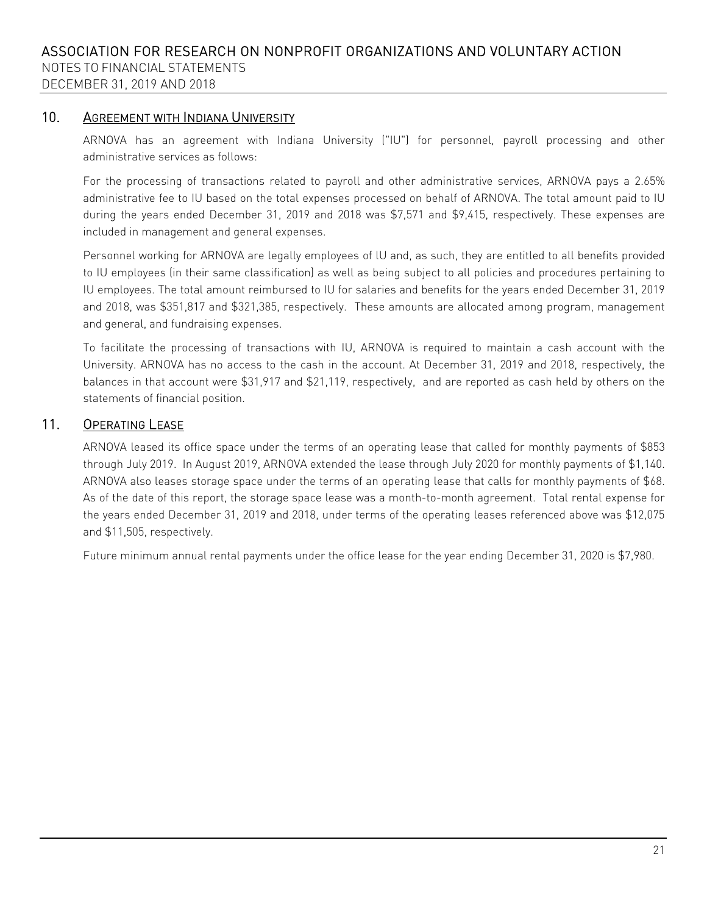## 10. Agreement with Indiana University

ARNOVA has an agreement with Indiana University ("IU") for personnel, payroll processing and other administrative services as follows:

For the processing of transactions related to payroll and other administrative services, ARNOVA pays a 2.65% administrative fee to IU based on the total expenses processed on behalf of ARNOVA. The total amount paid to IU during the years ended December 31, 2019 and 2018 was $7,571 and $9,415, respectively. These expenses are included in management and general expenses.

Personnel working for ARNOVA are legally employees of IU and, as such, they are entitled to all benefits provided to IU employees (in their same classification) as well as being subject to all policies and procedures pertaining to IU employees. The total amount reimbursed to IU for salaries and benefits for the years ended December 31, 2019 and 2018, was $351,817 and $321,385, respectively. These amounts are allocated among program, management and general, and fundraising expenses.

To facilitate the processing of transactions with IU, ARNOVA is required to maintain a cash account with the University. ARNOVA has no access to the cash in the account. At December 31, 2019 and 2018, respectively, the balances in that account were $31,917 and $21,119, respectively, and are reported as cash held by others on the statements of financial position.

## 11. Operating Lease

ARNOVA leased its office space under the terms of an operating lease that called for monthly payments of $853 through July 2019. In August 2019, ARNOVA extended the lease through July 2020 for monthly payments of $1,140. ARNOVA also leases storage space under the terms of an operating lease that calls for monthly payments of $68. As of the date of this report, the storage space lease was a month-to-month agreement. Total rental expense for the years ended December 31, 2019 and 2018, under terms of the operating leases referenced above was $12,075 and $11,505, respectively.

Future minimum annual rental payments under the office lease for the year ending December 31, 2020 is $7,980.